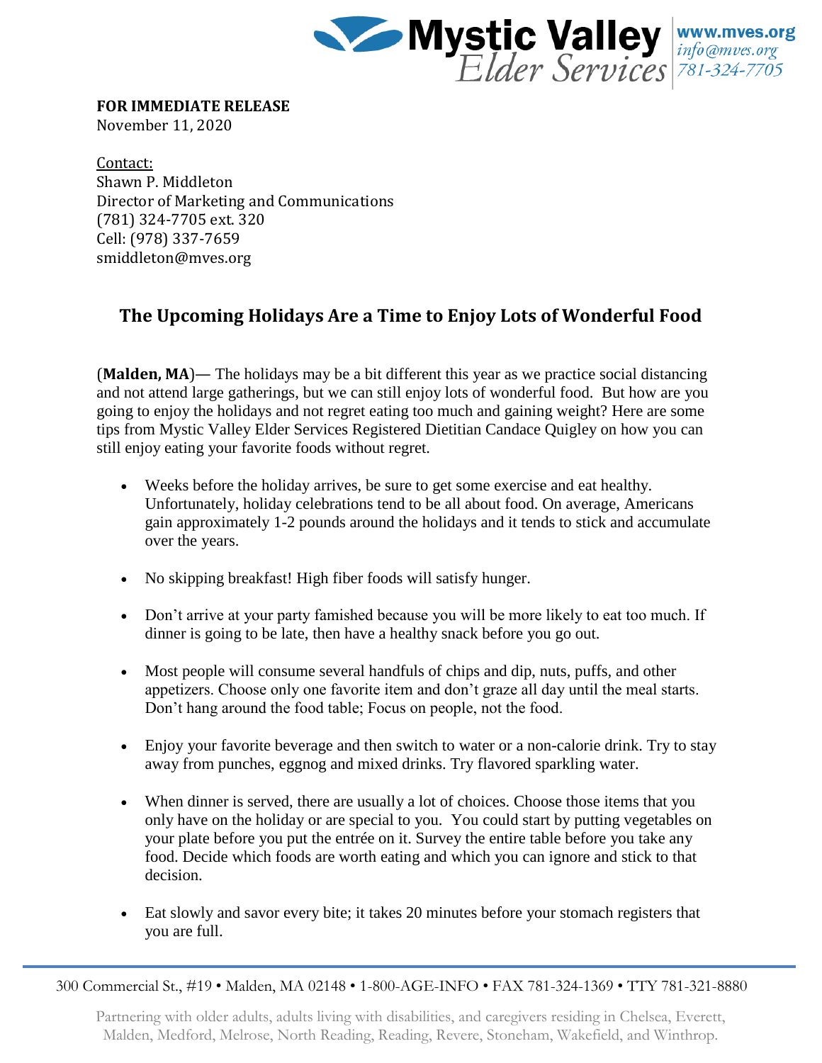**Mystic Valley Elder Services**
www.mves.org
info@mves.org
781-324-7705

**FOR IMMEDIATE RELEASE**
November 11, 2020

Contact:
Shawn P. Middleton
Director of Marketing and Communications
(781) 324-7705 ext. 320
Cell: (978) 337-7659
smiddleton@mves.org

## The Upcoming Holidays Are a Time to Enjoy Lots of Wonderful Food

(**Malden, MA**)— The holidays may be a bit different this year as we practice social distancing and not attend large gatherings, but we can still enjoy lots of wonderful food. But how are you going to enjoy the holidays and not regret eating too much and gaining weight? Here are some tips from Mystic Valley Elder Services Registered Dietitian Candace Quigley on how you can still enjoy eating your favorite foods without regret.

- Weeks before the holiday arrives, be sure to get some exercise and eat healthy. Unfortunately, holiday celebrations tend to be all about food. On average, Americans gain approximately 1-2 pounds around the holidays and it tends to stick and accumulate over the years.
- No skipping breakfast! High fiber foods will satisfy hunger.
- Don't arrive at your party famished because you will be more likely to eat too much. If dinner is going to be late, then have a healthy snack before you go out.
- Most people will consume several handfuls of chips and dip, nuts, puffs, and other appetizers. Choose only one favorite item and don't graze all day until the meal starts. Don't hang around the food table; Focus on people, not the food.
- Enjoy your favorite beverage and then switch to water or a non-calorie drink. Try to stay away from punches, eggnog and mixed drinks. Try flavored sparkling water.
- When dinner is served, there are usually a lot of choices. Choose those items that you only have on the holiday or are special to you. You could start by putting vegetables on your plate before you put the entrée on it. Survey the entire table before you take any food. Decide which foods are worth eating and which you can ignore and stick to that decision.
- Eat slowly and savor every bite; it takes 20 minutes before your stomach registers that you are full.

300 Commercial St., #19 • Malden, MA 02148 • 1-800-AGE-INFO • FAX 781-324-1369 • TTY 781-321-8880

Partnering with older adults, adults living with disabilities, and caregivers residing in Chelsea, Everett, Malden, Medford, Melrose, North Reading, Reading, Revere, Stoneham, Wakefield, and Winthrop.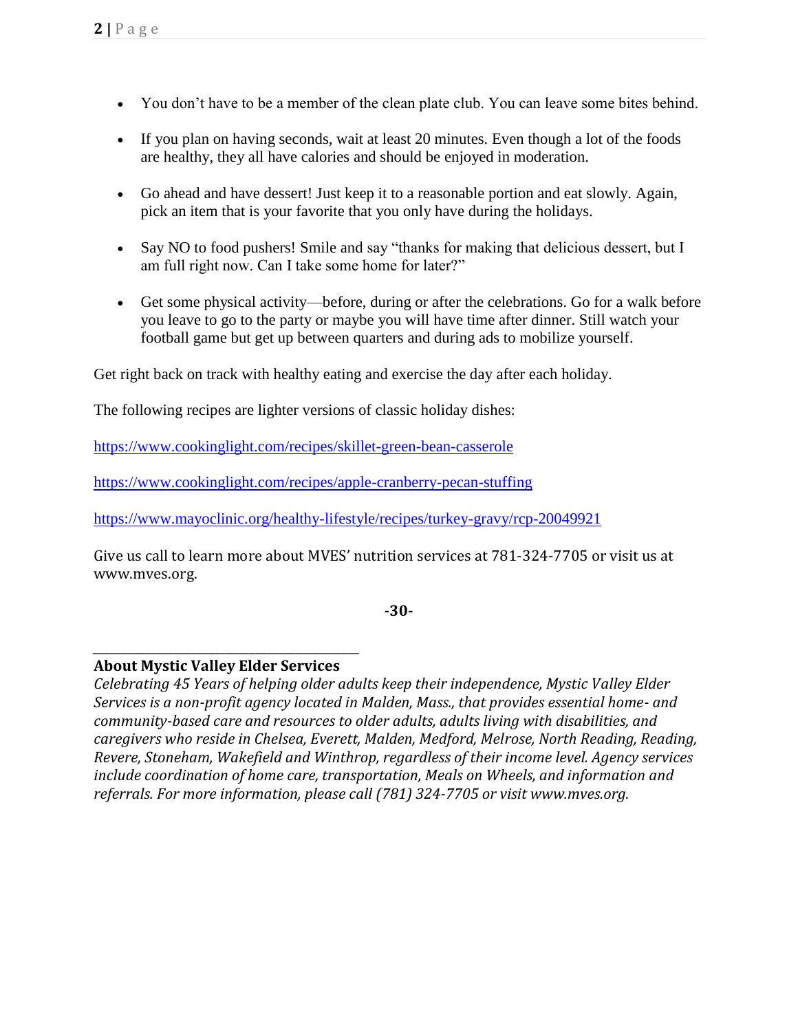- You don't have to be a member of the clean plate club. You can leave some bites behind.

- If you plan on having seconds, wait at least 20 minutes. Even though a lot of the foods are healthy, they all have calories and should be enjoyed in moderation.

- Go ahead and have dessert! Just keep it to a reasonable portion and eat slowly. Again, pick an item that is your favorite that you only have during the holidays.

- Say NO to food pushers! Smile and say "thanks for making that delicious dessert, but I am full right now. Can I take some home for later?"

- Get some physical activity—before, during or after the celebrations. Go for a walk before you leave to go to the party or maybe you will have time after dinner. Still watch your football game but get up between quarters and during ads to mobilize yourself.

Get right back on track with healthy eating and exercise the day after each holiday.

The following recipes are lighter versions of classic holiday dishes:

https://www.cookinglight.com/recipes/skillet-green-bean-casserole

https://www.cookinglight.com/recipes/apple-cranberry-pecan-stuffing

https://www.mayoclinic.org/healthy-lifestyle/recipes/turkey-gravy/rcp-20049921

Give us call to learn more about MVES' nutrition services at 781-324-7705 or visit us at www.mves.org.

**-30-**

---

**About Mystic Valley Elder Services**

*Celebrating 45 Years of helping older adults keep their independence, Mystic Valley Elder Services is a non-profit agency located in Malden, Mass., that provides essential home- and community-based care and resources to older adults, adults living with disabilities, and caregivers who reside in Chelsea, Everett, Malden, Medford, Melrose, North Reading, Reading, Revere, Stoneham, Wakefield and Winthrop, regardless of their income level. Agency services include coordination of home care, transportation, Meals on Wheels, and information and referrals. For more information, please call (781) 324-7705 or visit www.mves.org.*